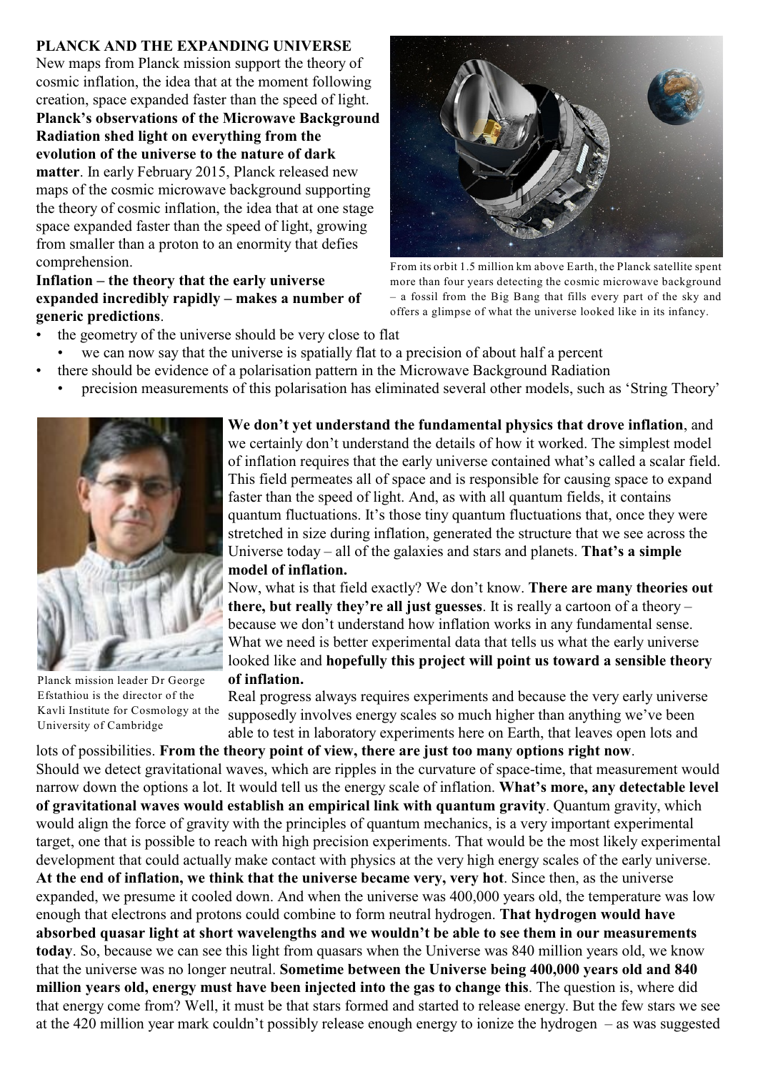# PLANCK AND THE EXPANDING UNIVERSE

New maps from Planck mission support the theory of cosmic inflation, the idea that at the moment following creation, space expanded faster than the speed of light. **Planck's observations of the Microwave Background Radiation shed light on everything from the evolution of the universe to the nature of dark matter**. In early February 2015, Planck released new maps of the cosmic microwave background supporting the theory of cosmic inflation, the idea that at one stage space expanded faster than the speed of light, growing from smaller than a proton to an enormity that defies comprehension.

From its orbit 1.5 million km above Earth, the Planck satellite spent more than four years detecting the cosmic microwave background – a fossil from the Big Bang that fills every part of the sky and offers a glimpse of what the universe looked like in its infancy.

**Inflation – the theory that the early universe expanded incredibly rapidly – makes a number of generic predictions**.

- the geometry of the universe should be very close to flat
  - we can now say that the universe is spatially flat to a precision of about half a percent
- there should be evidence of a polarisation pattern in the Microwave Background Radiation
  - precision measurements of this polarisation has eliminated several other models, such as 'String Theory'

Planck mission leader Dr George Efstathiou is the director of the Kavli Institute for Cosmology at the University of Cambridge

**We don't yet understand the fundamental physics that drove inflation**, and we certainly don't understand the details of how it worked. The simplest model of inflation requires that the early universe contained what's called a scalar field. This field permeates all of space and is responsible for causing space to expand faster than the speed of light. And, as with all quantum fields, it contains quantum fluctuations. It's those tiny quantum fluctuations that, once they were stretched in size during inflation, generated the structure that we see across the Universe today – all of the galaxies and stars and planets. **That's a simple model of inflation.**

Now, what is that field exactly? We don't know. **There are many theories out there, but really they're all just guesses**. It is really a cartoon of a theory – because we don't understand how inflation works in any fundamental sense. What we need is better experimental data that tells us what the early universe looked like and **hopefully this project will point us toward a sensible theory of inflation.**

Real progress always requires experiments and because the very early universe supposedly involves energy scales so much higher than anything we've been able to test in laboratory experiments here on Earth, that leaves open lots and lots of possibilities. **From the theory point of view, there are just too many options right now**. Should we detect gravitational waves, which are ripples in the curvature of space-time, that measurement would narrow down the options a lot. It would tell us the energy scale of inflation. **What's more, any detectable level of gravitational waves would establish an empirical link with quantum gravity**. Quantum gravity, which would align the force of gravity with the principles of quantum mechanics, is a very important experimental target, one that is possible to reach with high precision experiments. That would be the most likely experimental development that could actually make contact with physics at the very high energy scales of the early universe.

**At the end of inflation, we think that the universe became very, very hot**. Since then, as the universe expanded, we presume it cooled down. And when the universe was 400,000 years old, the temperature was low enough that electrons and protons could combine to form neutral hydrogen. **That hydrogen would have absorbed quasar light at short wavelengths and we wouldn't be able to see them in our measurements today**. So, because we can see this light from quasars when the Universe was 840 million years old, we know that the universe was no longer neutral. **Sometime between the Universe being 400,000 years old and 840 million years old, energy must have been injected into the gas to change this**. The question is, where did that energy come from? Well, it must be that stars formed and started to release energy. But the few stars we see at the 420 million year mark couldn't possibly release enough energy to ionize the hydrogen – as was suggested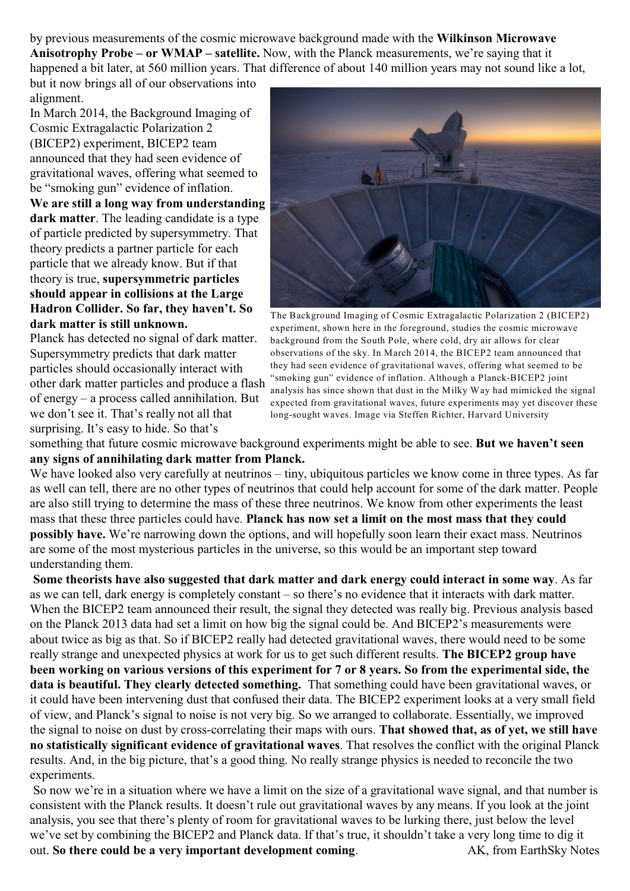by previous measurements of the cosmic microwave background made with the **Wilkinson Microwave Anisotropy Probe – or WMAP – satellite.** Now, with the Planck measurements, we're saying that it happened a bit later, at 560 million years. That difference of about 140 million years may not sound like a lot, but it now brings all of our observations into alignment.

In March 2014, the Background Imaging of Cosmic Extragalactic Polarization 2 (BICEP2) experiment, BICEP2 team announced that they had seen evidence of gravitational waves, offering what seemed to be "smoking gun" evidence of inflation.

**We are still a long way from understanding dark matter**. The leading candidate is a type of particle predicted by supersymmetry. That theory predicts a partner particle for each particle that we already know. But if that theory is true, **supersymmetric particles should appear in collisions at the Large Hadron Collider. So far, they haven't. So dark matter is still unknown.**

The Background Imaging of Cosmic Extragalactic Polarization 2 (BICEP2) experiment, shown here in the foreground, studies the cosmic microwave background from the South Pole, where cold, dry air allows for clear observations of the sky. In March 2014, the BICEP2 team announced that they had seen evidence of gravitational waves, offering what seemed to be "smoking gun" evidence of inflation. Although a Planck-BICEP2 joint analysis has since shown that dust in the Milky Way had mimicked the signal expected from gravitational waves, future experiments may yet discover these long-sought waves. Image via Steffen Richter, Harvard University

Planck has detected no signal of dark matter. Supersymmetry predicts that dark matter particles should occasionally interact with other dark matter particles and produce a flash of energy – a process called annihilation. But we don't see it. That's really not all that surprising. It's easy to hide. So that's something that future cosmic microwave background experiments might be able to see. **But we haven't seen any signs of annihilating dark matter from Planck.**

We have looked also very carefully at neutrinos – tiny, ubiquitous particles we know come in three types. As far as well can tell, there are no other types of neutrinos that could help account for some of the dark matter. People are also still trying to determine the mass of these three neutrinos. We know from other experiments the least mass that these three particles could have. **Planck has now set a limit on the most mass that they could possibly have.** We're narrowing down the options, and will hopefully soon learn their exact mass. Neutrinos are some of the most mysterious particles in the universe, so this would be an important step toward understanding them.

**Some theorists have also suggested that dark matter and dark energy could interact in some way**. As far as we can tell, dark energy is completely constant – so there's no evidence that it interacts with dark matter. When the BICEP2 team announced their result, the signal they detected was really big. Previous analysis based on the Planck 2013 data had set a limit on how big the signal could be. And BICEP2's measurements were about twice as big as that. So if BICEP2 really had detected gravitational waves, there would need to be some really strange and unexpected physics at work for us to get such different results. **The BICEP2 group have been working on various versions of this experiment for 7 or 8 years. So from the experimental side, the data is beautiful. They clearly detected something.** That something could have been gravitational waves, or it could have been intervening dust that confused their data. The BICEP2 experiment looks at a very small field of view, and Planck's signal to noise is not very big. So we arranged to collaborate. Essentially, we improved the signal to noise on dust by cross-correlating their maps with ours. **That showed that, as of yet, we still have no statistically significant evidence of gravitational waves**. That resolves the conflict with the original Planck results. And, in the big picture, that's a good thing. No really strange physics is needed to reconcile the two experiments.

So now we're in a situation where we have a limit on the size of a gravitational wave signal, and that number is consistent with the Planck results. It doesn't rule out gravitational waves by any means. If you look at the joint analysis, you see that there's plenty of room for gravitational waves to be lurking there, just below the level we've set by combining the BICEP2 and Planck data. If that's true, it shouldn't take a very long time to dig it out. **So there could be a very important development coming**. AK, from EarthSky Notes